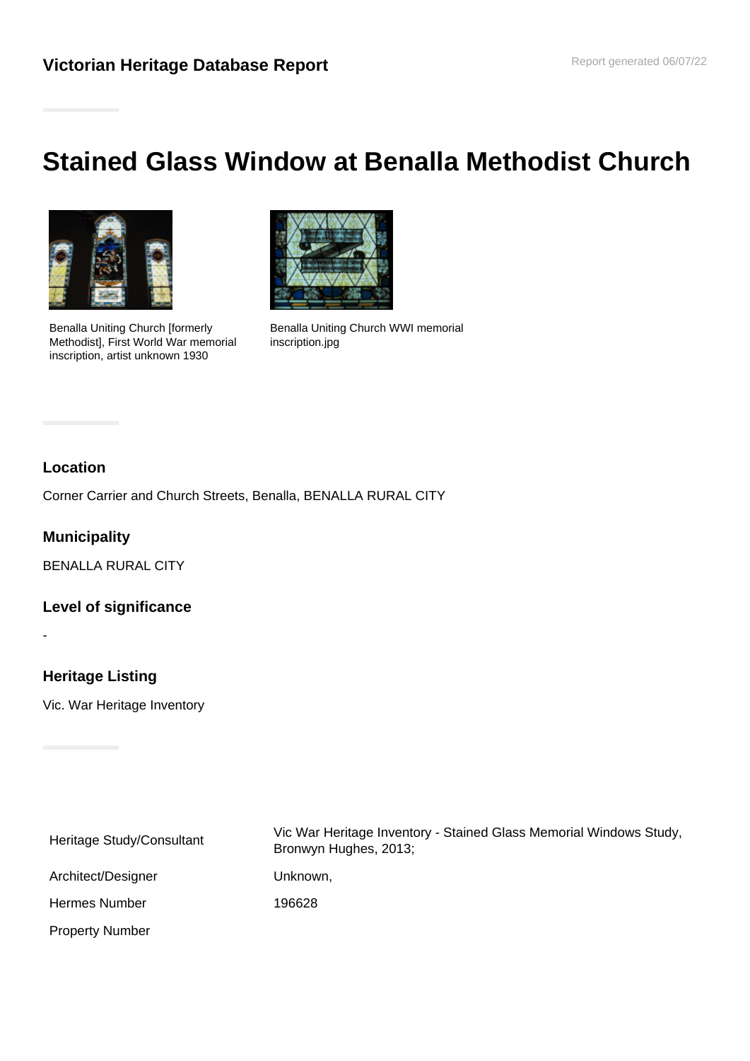**Victorian Heritage Database Report**

Report generated 06/07/22

# Stained Glass Window at Benalla Methodist Church

Benalla Uniting Church [formerly Methodist], First World War memorial inscription, artist unknown 1930

Benalla Uniting Church WWI memorial inscription.jpg

### Location

Corner Carrier and Church Streets, Benalla, BENALLA RURAL CITY

### Municipality

BENALLA RURAL CITY

### Level of significance

-

### Heritage Listing

Vic. War Heritage Inventory

| | |
|---|---|
| Heritage Study/Consultant | Vic War Heritage Inventory - Stained Glass Memorial Windows Study, Bronwyn Hughes, 2013; |
| Architect/Designer | Unknown, |
| Hermes Number | 196628 |
| Property Number | |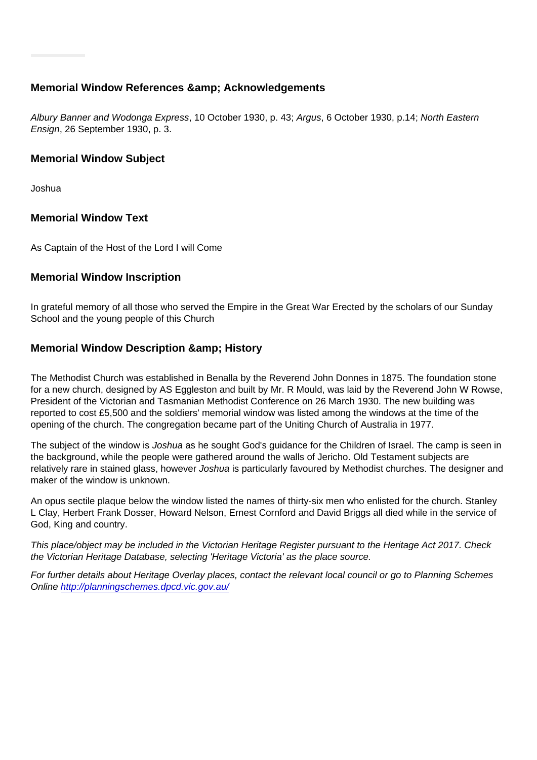## Memorial Window References &amp; Acknowledgements

*Albury Banner and Wodonga Express*, 10 October 1930, p. 43; *Argus*, 6 October 1930, p.14; *North Eastern Ensign*, 26 September 1930, p. 3.

## Memorial Window Subject

Joshua

## Memorial Window Text

As Captain of the Host of the Lord I will Come

## Memorial Window Inscription

In grateful memory of all those who served the Empire in the Great War Erected by the scholars of our Sunday School and the young people of this Church

## Memorial Window Description &amp; History

The Methodist Church was established in Benalla by the Reverend John Donnes in 1875. The foundation stone for a new church, designed by AS Eggleston and built by Mr. R Mould, was laid by the Reverend John W Rowse, President of the Victorian and Tasmanian Methodist Conference on 26 March 1930. The new building was reported to cost £5,500 and the soldiers' memorial window was listed among the windows at the time of the opening of the church. The congregation became part of the Uniting Church of Australia in 1977.

The subject of the window is *Joshua* as he sought God's guidance for the Children of Israel. The camp is seen in the background, while the people were gathered around the walls of Jericho. Old Testament subjects are relatively rare in stained glass, however *Joshua* is particularly favoured by Methodist churches. The designer and maker of the window is unknown.

An opus sectile plaque below the window listed the names of thirty-six men who enlisted for the church. Stanley L Clay, Herbert Frank Dosser, Howard Nelson, Ernest Cornford and David Briggs all died while in the service of God, King and country.

*This place/object may be included in the Victorian Heritage Register pursuant to the Heritage Act 2017. Check the Victorian Heritage Database, selecting 'Heritage Victoria' as the place source.*

*For further details about Heritage Overlay places, contact the relevant local council or go to Planning Schemes Online [http://planningschemes.dpcd.vic.gov.au/](http://planningschemes.dpcd.vic.gov.au/)*